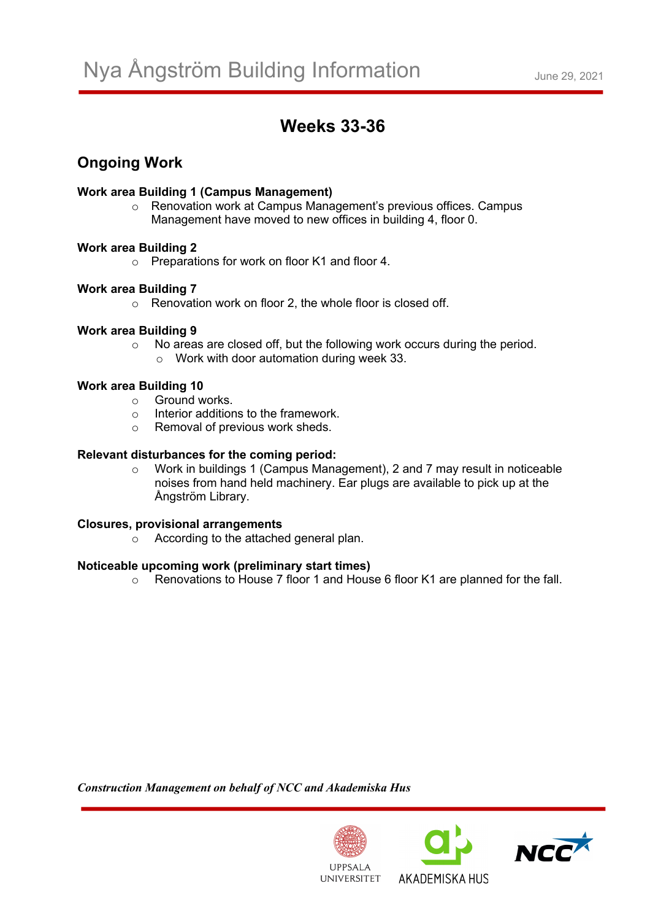# Nya Ångström Building Information

June 29, 2021

## Weeks 33-36

### Ongoing Work

**Work area Building 1 (Campus Management)**

- Renovation work at Campus Management's previous offices. Campus Management have moved to new offices in building 4, floor 0.

**Work area Building 2**

- Preparations for work on floor K1 and floor 4.

**Work area Building 7**

- Renovation work on floor 2, the whole floor is closed off.

**Work area Building 9**

- No areas are closed off, but the following work occurs during the period.
  - Work with door automation during week 33.

**Work area Building 10**

- Ground works.
- Interior additions to the framework.
- Removal of previous work sheds.

**Relevant disturbances for the coming period:**

- Work in buildings 1 (Campus Management), 2 and 7 may result in noticeable noises from hand held machinery. Ear plugs are available to pick up at the Ångström Library.

**Closures, provisional arrangements**

- According to the attached general plan.

**Noticeable upcoming work (preliminary start times)**

- Renovations to House 7 floor 1 and House 6 floor K1 are planned for the fall.

***Construction Management on behalf of NCC and Akademiska Hus***

UPPSALA UNIVERSITET    AKADEMISKA HUS    NCC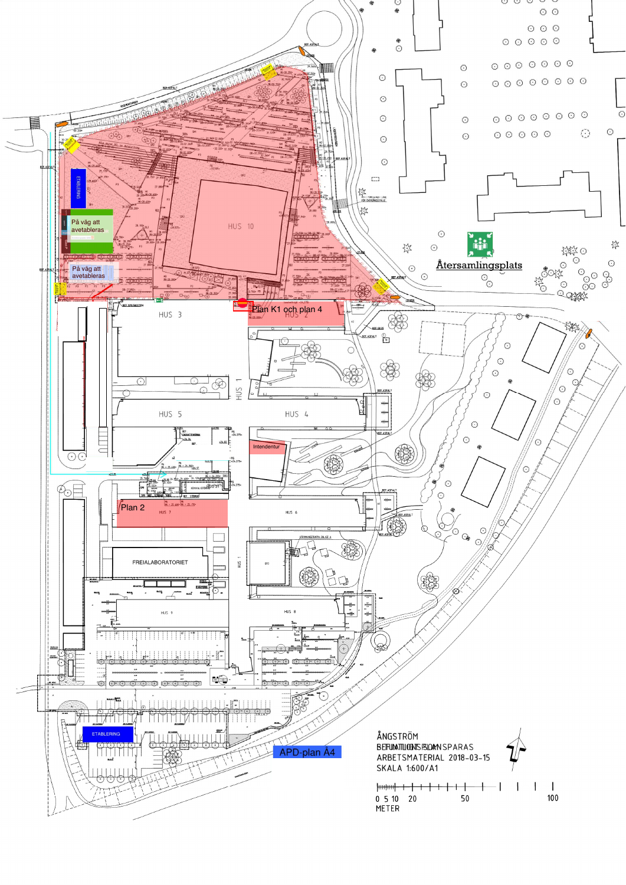ETABLERING

På väg att avetableras

På väg att avetableras

HUS 10

Återsamlingsplats

Plan K1 och plan 4

HUS 3

HUS 2

HUS 1

HUS 5

HUS 4

Intendentur

Plan 2

HUS 7

HUS 6

FREIALABORATORIET

HUS 9

HUS 8

ETABLERING

APD-plan Å4

ÅNGSTRÖM
BEFINTLIGT SOM SPARAS
ARBETSMATERIAL 2018-03-15
SKALA 1:600/A1

0 5 10 20 50 100
METER